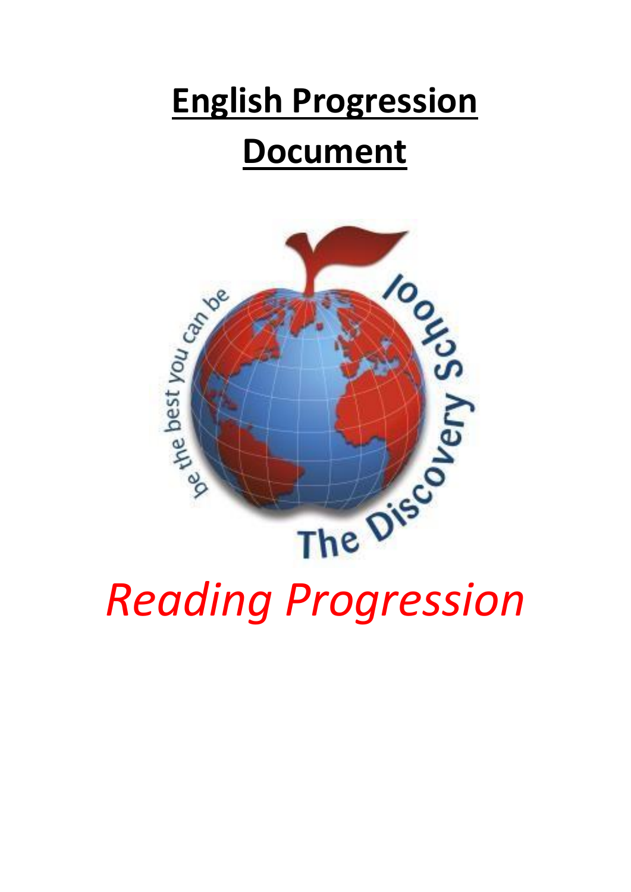# English Progression Document

*Reading Progression*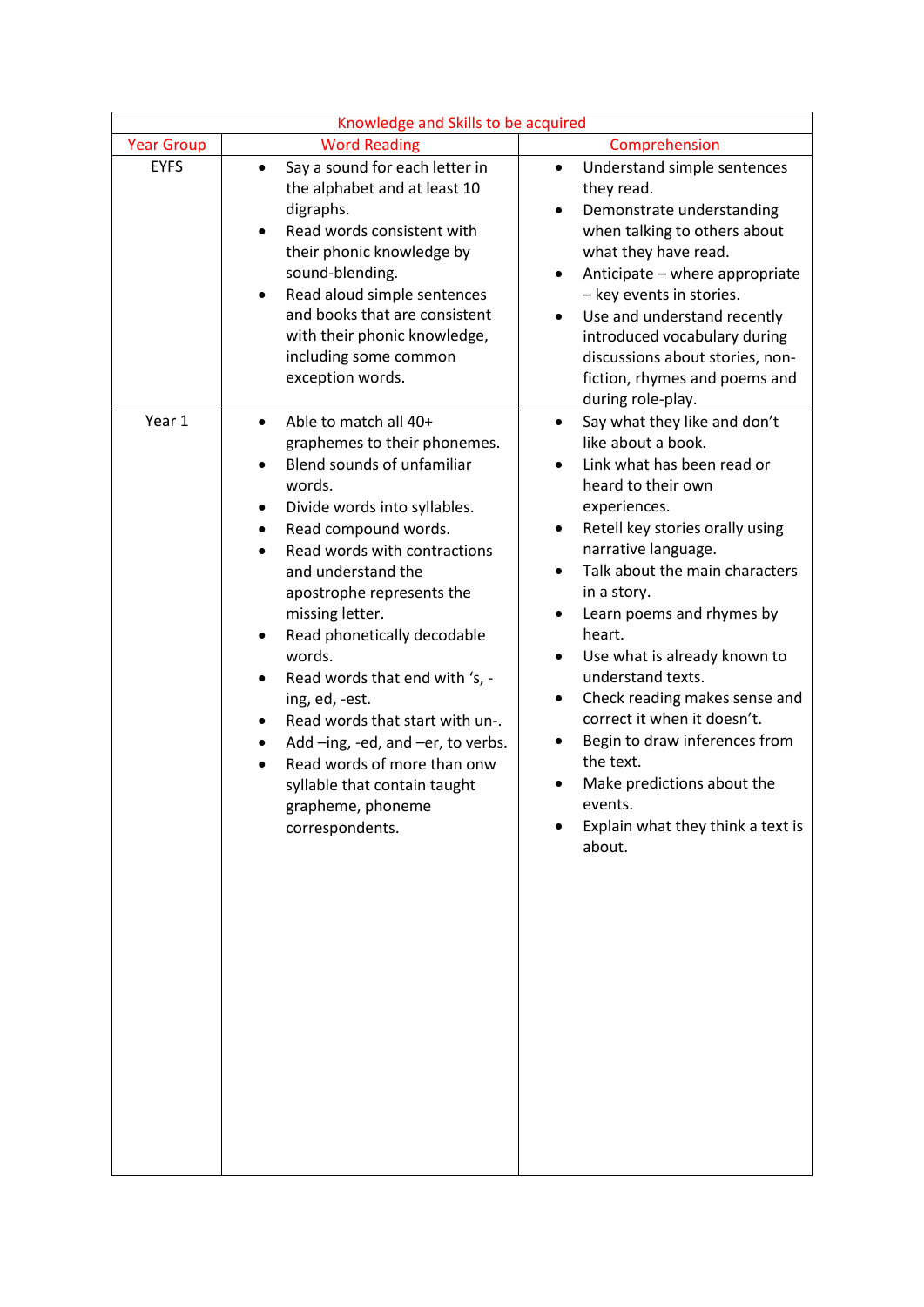| Knowledge and Skills to be acquired | | |
|---|---|---|
| Year Group | Word Reading | Comprehension |
| EYFS | • Say a sound for each letter in the alphabet and at least 10 digraphs.<br>• Read words consistent with their phonic knowledge by sound-blending.<br>• Read aloud simple sentences and books that are consistent with their phonic knowledge, including some common exception words. | • Understand simple sentences they read.<br>• Demonstrate understanding when talking to others about what they have read.<br>• Anticipate – where appropriate – key events in stories.<br>• Use and understand recently introduced vocabulary during discussions about stories, non-fiction, rhymes and poems and during role-play. |
| Year 1 | • Able to match all 40+ graphemes to their phonemes.<br>• Blend sounds of unfamiliar words.<br>• Divide words into syllables.<br>• Read compound words.<br>• Read words with contractions and understand the apostrophe represents the missing letter.<br>• Read phonetically decodable words.<br>• Read words that end with 's, -ing, ed, -est.<br>• Read words that start with un-.<br>• Add –ing, -ed, and –er, to verbs.<br>• Read words of more than onw syllable that contain taught grapheme, phoneme correspondents. | • Say what they like and don't like about a book.<br>• Link what has been read or heard to their own experiences.<br>• Retell key stories orally using narrative language.<br>• Talk about the main characters in a story.<br>• Learn poems and rhymes by heart.<br>• Use what is already known to understand texts.<br>• Check reading makes sense and correct it when it doesn't.<br>• Begin to draw inferences from the text.<br>• Make predictions about the events.<br>• Explain what they think a text is about. |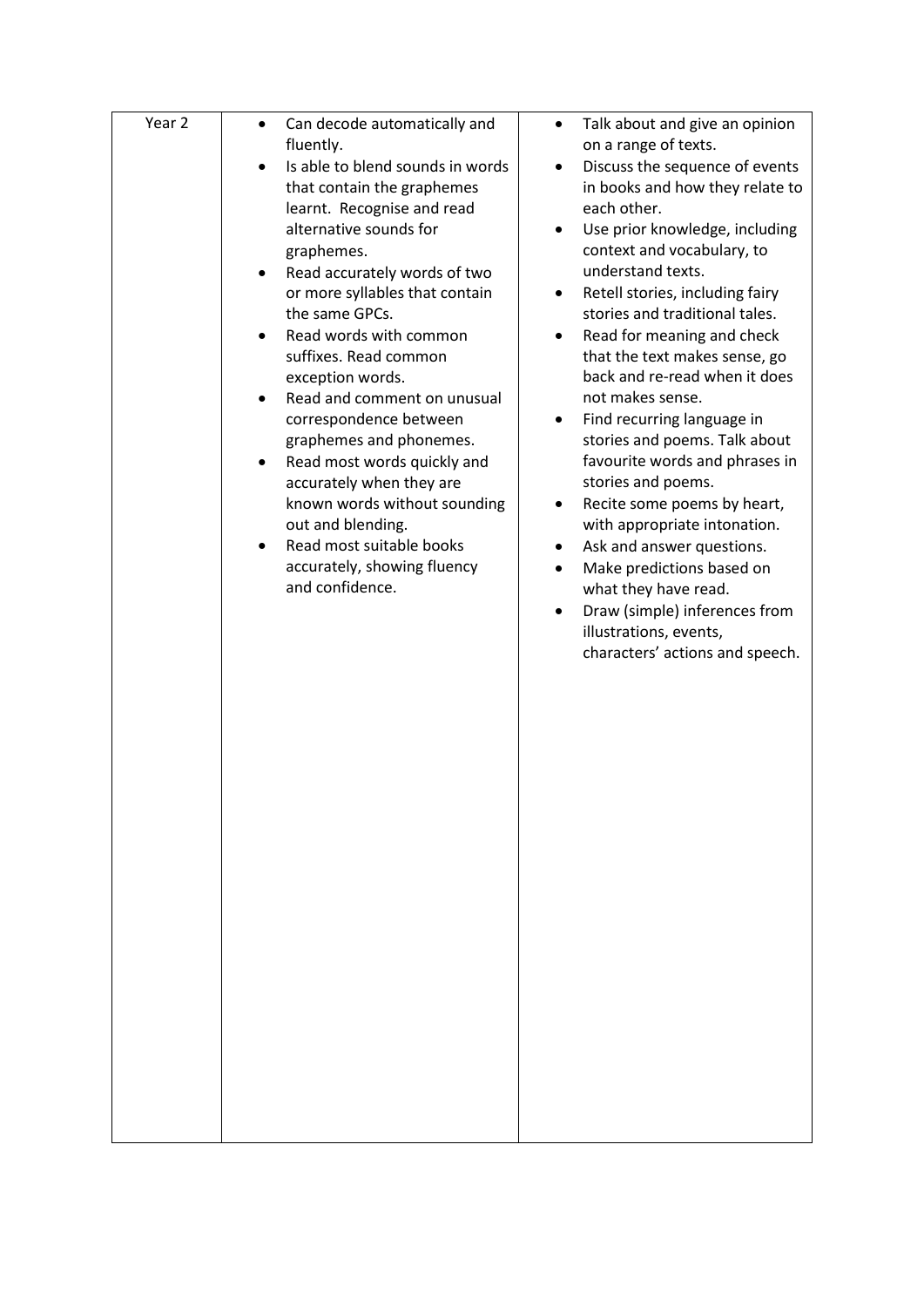| | | |
|---|---|---|
| Year 2 | • Can decode automatically and fluently.<br>• Is able to blend sounds in words that contain the graphemes learnt. Recognise and read alternative sounds for graphemes.<br>• Read accurately words of two or more syllables that contain the same GPCs.<br>• Read words with common suffixes. Read common exception words.<br>• Read and comment on unusual correspondence between graphemes and phonemes.<br>• Read most words quickly and accurately when they are known words without sounding out and blending.<br>• Read most suitable books accurately, showing fluency and confidence. | • Talk about and give an opinion on a range of texts.<br>• Discuss the sequence of events in books and how they relate to each other.<br>• Use prior knowledge, including context and vocabulary, to understand texts.<br>• Retell stories, including fairy stories and traditional tales.<br>• Read for meaning and check that the text makes sense, go back and re-read when it does not makes sense.<br>• Find recurring language in stories and poems. Talk about favourite words and phrases in stories and poems.<br>• Recite some poems by heart, with appropriate intonation.<br>• Ask and answer questions.<br>• Make predictions based on what they have read.<br>• Draw (simple) inferences from illustrations, events, characters' actions and speech. |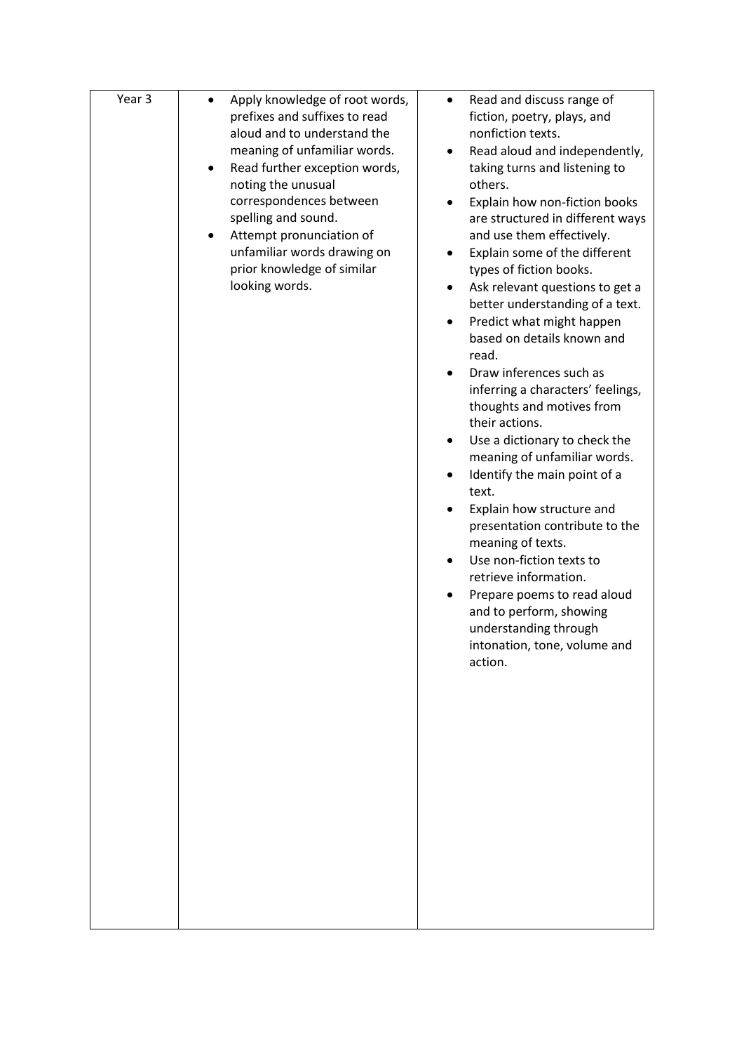| Year 3 | <ul><li>Apply knowledge of root words, prefixes and suffixes to read aloud and to understand the meaning of unfamiliar words.</li><li>Read further exception words, noting the unusual correspondences between spelling and sound.</li><li>Attempt pronunciation of unfamiliar words drawing on prior knowledge of similar looking words.</li></ul> | <ul><li>Read and discuss range of fiction, poetry, plays, and nonfiction texts.</li><li>Read aloud and independently, taking turns and listening to others.</li><li>Explain how non-fiction books are structured in different ways and use them effectively.</li><li>Explain some of the different types of fiction books.</li><li>Ask relevant questions to get a better understanding of a text.</li><li>Predict what might happen based on details known and read.</li><li>Draw inferences such as inferring a characters' feelings, thoughts and motives from their actions.</li><li>Use a dictionary to check the meaning of unfamiliar words.</li><li>Identify the main point of a text.</li><li>Explain how structure and presentation contribute to the meaning of texts.</li><li>Use non-fiction texts to retrieve information.</li><li>Prepare poems to read aloud and to perform, showing understanding through intonation, tone, volume and action.</li></ul> |
|---|---|---|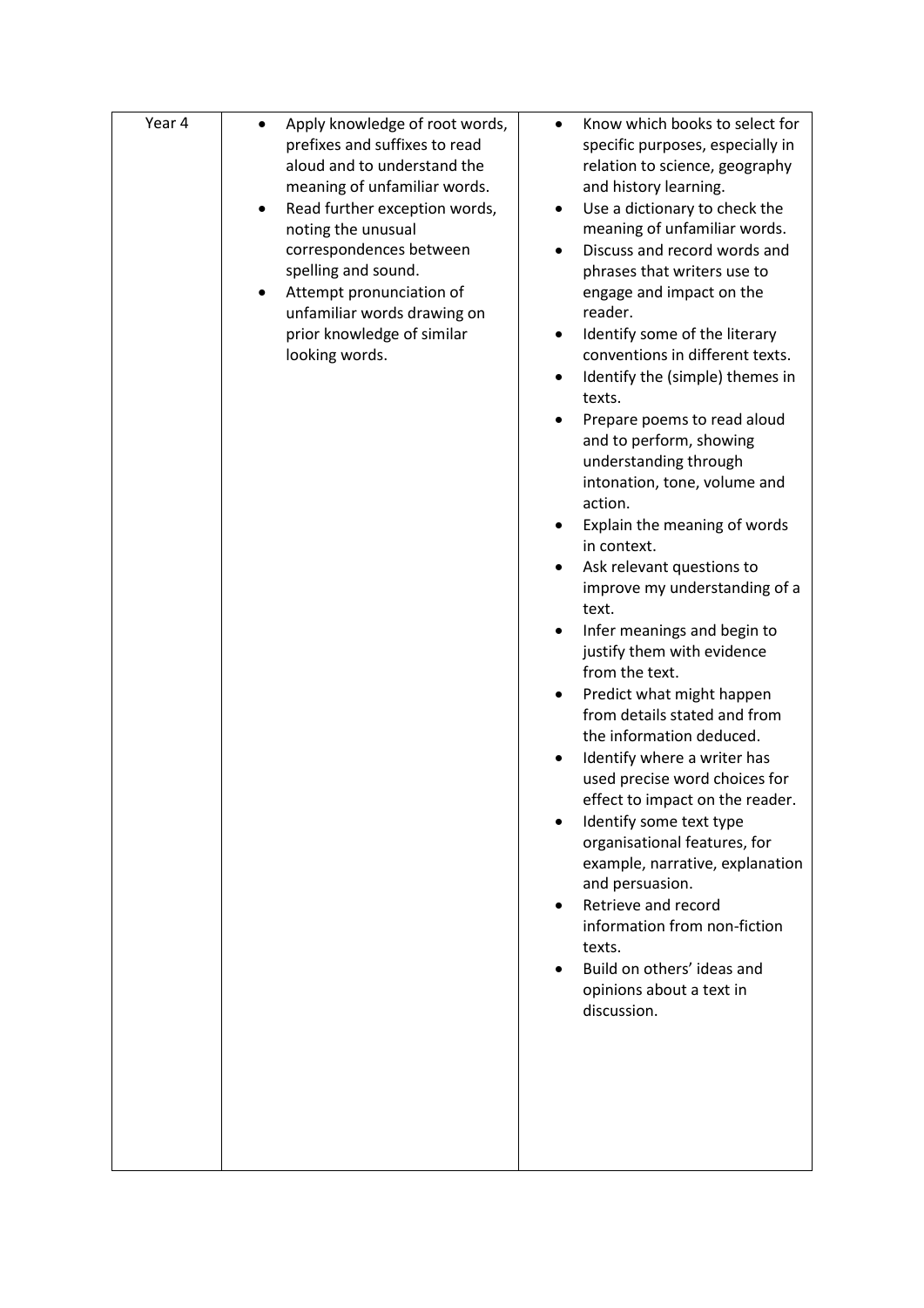| Year 4 | <ul><li>Apply knowledge of root words, prefixes and suffixes to read aloud and to understand the meaning of unfamiliar words.</li><li>Read further exception words, noting the unusual correspondences between spelling and sound.</li><li>Attempt pronunciation of unfamiliar words drawing on prior knowledge of similar looking words.</li></ul> | <ul><li>Know which books to select for specific purposes, especially in relation to science, geography and history learning.</li><li>Use a dictionary to check the meaning of unfamiliar words.</li><li>Discuss and record words and phrases that writers use to engage and impact on the reader.</li><li>Identify some of the literary conventions in different texts.</li><li>Identify the (simple) themes in texts.</li><li>Prepare poems to read aloud and to perform, showing understanding through intonation, tone, volume and action.</li><li>Explain the meaning of words in context.</li><li>Ask relevant questions to improve my understanding of a text.</li><li>Infer meanings and begin to justify them with evidence from the text.</li><li>Predict what might happen from details stated and from the information deduced.</li><li>Identify where a writer has used precise word choices for effect to impact on the reader.</li><li>Identify some text type organisational features, for example, narrative, explanation and persuasion.</li><li>Retrieve and record information from non-fiction texts.</li><li>Build on others' ideas and opinions about a text in discussion.</li></ul> |
|---|---|---|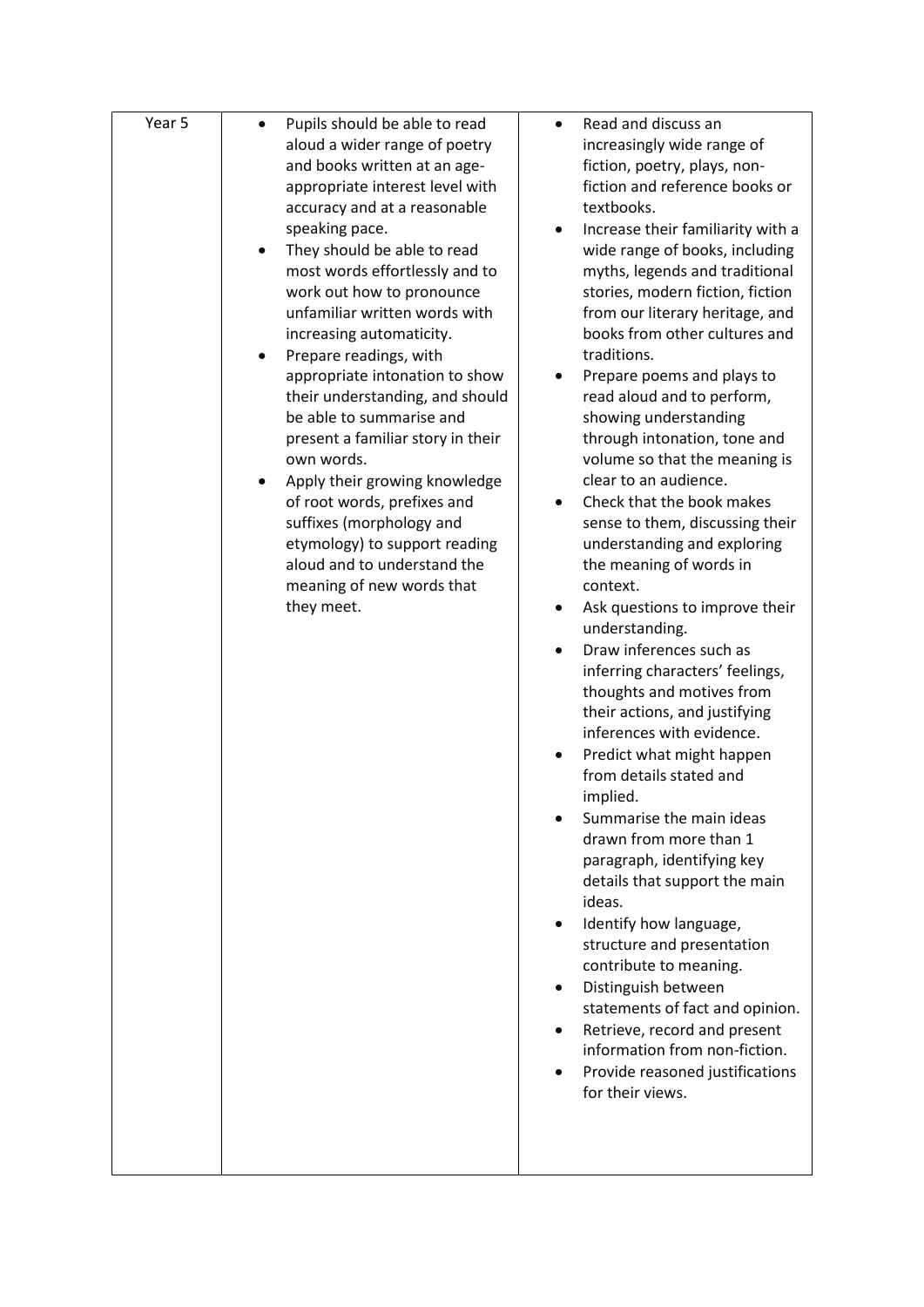| Year 5 | <ul><li>Pupils should be able to read aloud a wider range of poetry and books written at an age-appropriate interest level with accuracy and at a reasonable speaking pace.</li><li>They should be able to read most words effortlessly and to work out how to pronounce unfamiliar written words with increasing automaticity.</li><li>Prepare readings, with appropriate intonation to show their understanding, and should be able to summarise and present a familiar story in their own words.</li><li>Apply their growing knowledge of root words, prefixes and suffixes (morphology and etymology) to support reading aloud and to understand the meaning of new words that they meet.</li></ul> | <ul><li>Read and discuss an increasingly wide range of fiction, poetry, plays, non-fiction and reference books or textbooks.</li><li>Increase their familiarity with a wide range of books, including myths, legends and traditional stories, modern fiction, fiction from our literary heritage, and books from other cultures and traditions.</li><li>Prepare poems and plays to read aloud and to perform, showing understanding through intonation, tone and volume so that the meaning is clear to an audience.</li><li>Check that the book makes sense to them, discussing their understanding and exploring the meaning of words in context.</li><li>Ask questions to improve their understanding.</li><li>Draw inferences such as inferring characters' feelings, thoughts and motives from their actions, and justifying inferences with evidence.</li><li>Predict what might happen from details stated and implied.</li><li>Summarise the main ideas drawn from more than 1 paragraph, identifying key details that support the main ideas.</li><li>Identify how language, structure and presentation contribute to meaning.</li><li>Distinguish between statements of fact and opinion.</li><li>Retrieve, record and present information from non-fiction.</li><li>Provide reasoned justifications for their views.</li></ul> |
|---|---|---|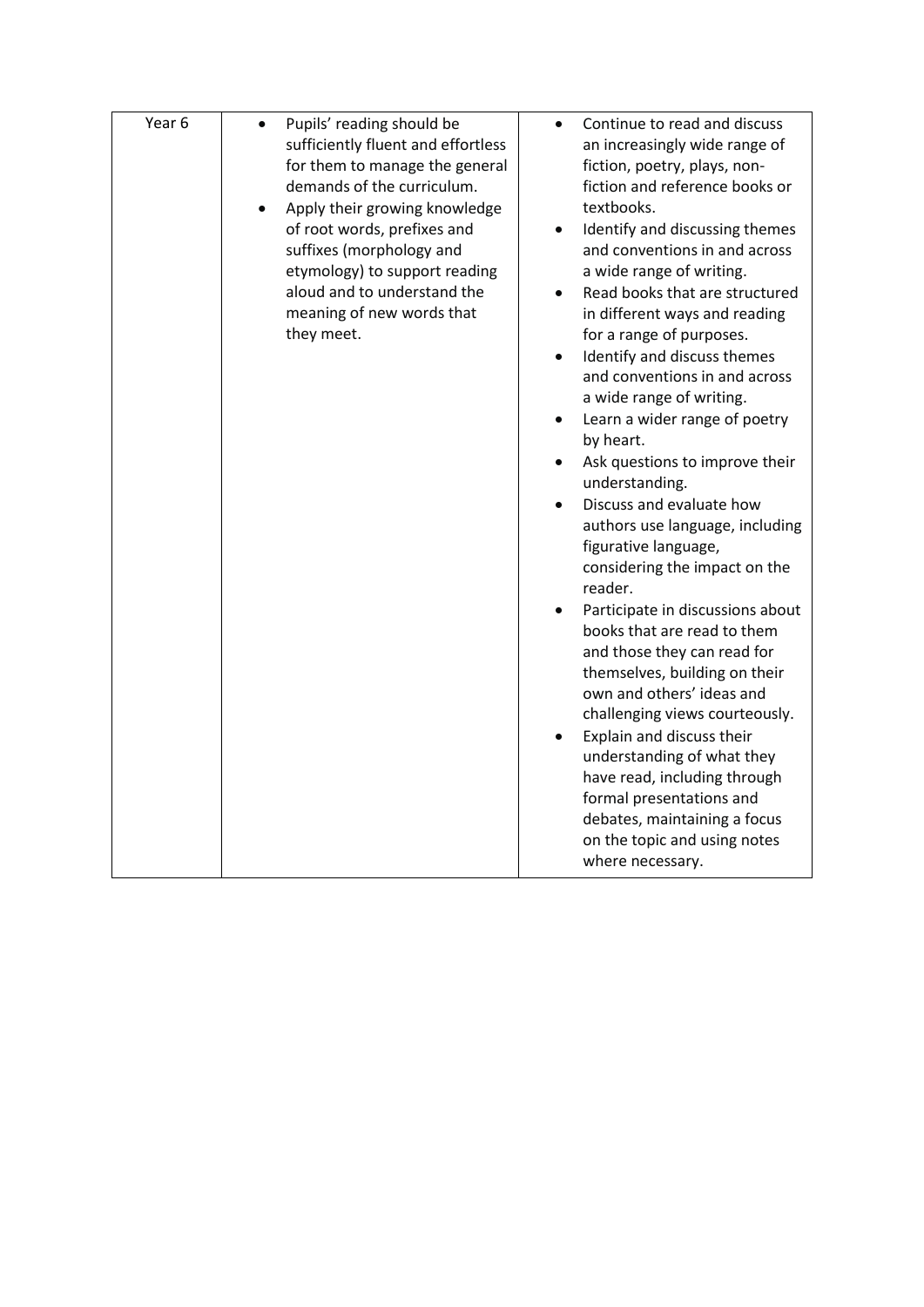| | | |
|---|---|---|
| Year 6 | • Pupils' reading should be sufficiently fluent and effortless for them to manage the general demands of the curriculum.<br>• Apply their growing knowledge of root words, prefixes and suffixes (morphology and etymology) to support reading aloud and to understand the meaning of new words that they meet. | • Continue to read and discuss an increasingly wide range of fiction, poetry, plays, non-fiction and reference books or textbooks.<br>• Identify and discussing themes and conventions in and across a wide range of writing.<br>• Read books that are structured in different ways and reading for a range of purposes.<br>• Identify and discuss themes and conventions in and across a wide range of writing.<br>• Learn a wider range of poetry by heart.<br>• Ask questions to improve their understanding.<br>• Discuss and evaluate how authors use language, including figurative language, considering the impact on the reader.<br>• Participate in discussions about books that are read to them and those they can read for themselves, building on their own and others' ideas and challenging views courteously.<br>• Explain and discuss their understanding of what they have read, including through formal presentations and debates, maintaining a focus on the topic and using notes where necessary. |